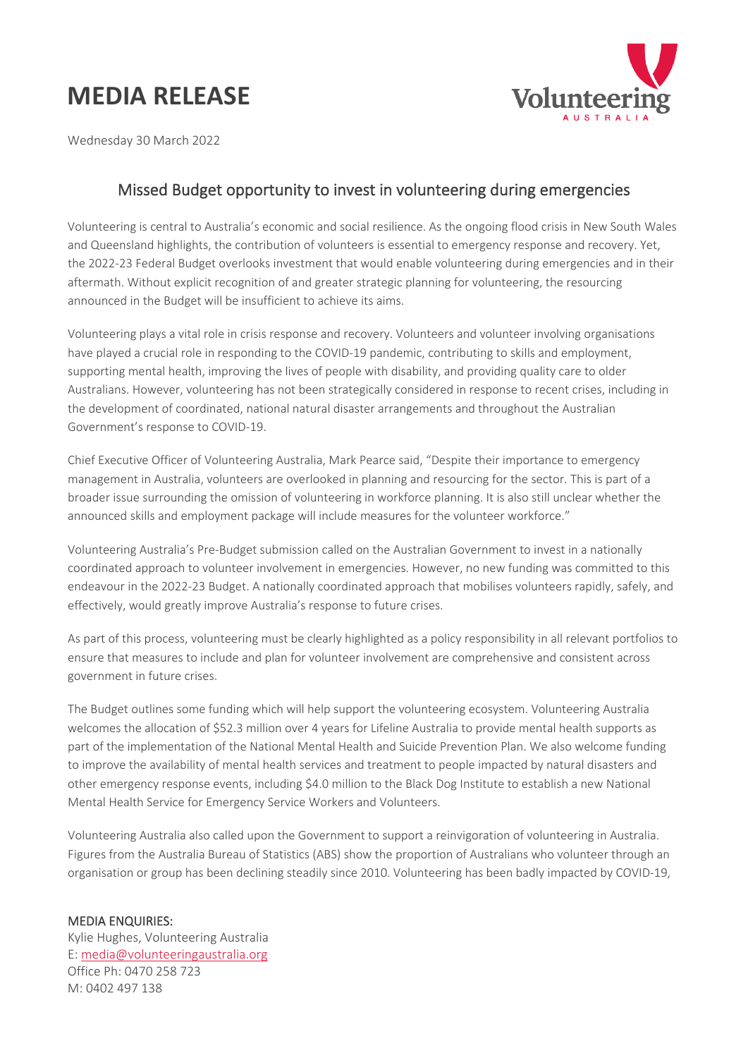# MEDIA RELEASE

Wednesday 30 March 2022

## Missed Budget opportunity to invest in volunteering during emergencies

Volunteering is central to Australia's economic and social resilience. As the ongoing flood crisis in New South Wales and Queensland highlights, the contribution of volunteers is essential to emergency response and recovery. Yet, the 2022-23 Federal Budget overlooks investment that would enable volunteering during emergencies and in their aftermath. Without explicit recognition of and greater strategic planning for volunteering, the resourcing announced in the Budget will be insufficient to achieve its aims.

Volunteering plays a vital role in crisis response and recovery. Volunteers and volunteer involving organisations have played a crucial role in responding to the COVID-19 pandemic, contributing to skills and employment, supporting mental health, improving the lives of people with disability, and providing quality care to older Australians. However, volunteering has not been strategically considered in response to recent crises, including in the development of coordinated, national natural disaster arrangements and throughout the Australian Government's response to COVID-19.

Chief Executive Officer of Volunteering Australia, Mark Pearce said, "Despite their importance to emergency management in Australia, volunteers are overlooked in planning and resourcing for the sector. This is part of a broader issue surrounding the omission of volunteering in workforce planning. It is also still unclear whether the announced skills and employment package will include measures for the volunteer workforce."

Volunteering Australia's Pre-Budget submission called on the Australian Government to invest in a nationally coordinated approach to volunteer involvement in emergencies. However, no new funding was committed to this endeavour in the 2022-23 Budget. A nationally coordinated approach that mobilises volunteers rapidly, safely, and effectively, would greatly improve Australia's response to future crises.

As part of this process, volunteering must be clearly highlighted as a policy responsibility in all relevant portfolios to ensure that measures to include and plan for volunteer involvement are comprehensive and consistent across government in future crises.

The Budget outlines some funding which will help support the volunteering ecosystem. Volunteering Australia welcomes the allocation of $52.3 million over 4 years for Lifeline Australia to provide mental health supports as part of the implementation of the National Mental Health and Suicide Prevention Plan. We also welcome funding to improve the availability of mental health services and treatment to people impacted by natural disasters and other emergency response events, including $4.0 million to the Black Dog Institute to establish a new National Mental Health Service for Emergency Service Workers and Volunteers.

Volunteering Australia also called upon the Government to support a reinvigoration of volunteering in Australia. Figures from the Australia Bureau of Statistics (ABS) show the proportion of Australians who volunteer through an organisation or group has been declining steadily since 2010. Volunteering has been badly impacted by COVID-19,

**MEDIA ENQUIRIES:**
Kylie Hughes, Volunteering Australia
E: media@volunteeringaustralia.org
Office Ph: 0470 258 723
M: 0402 497 138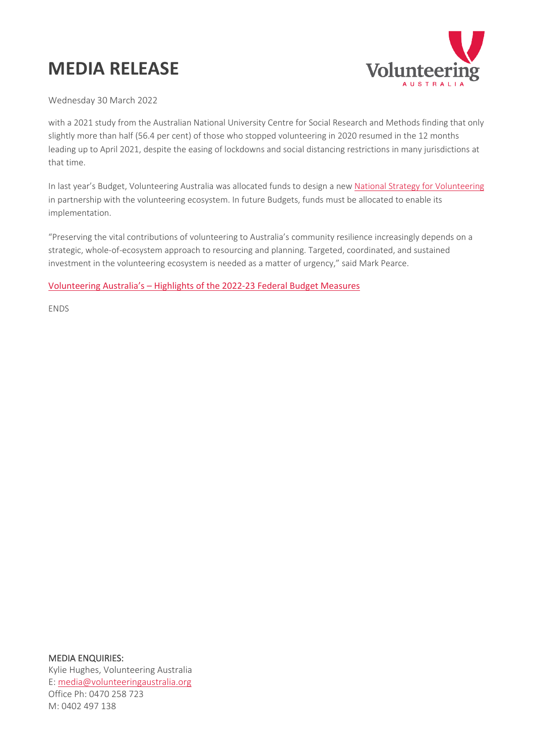# MEDIA RELEASE

Wednesday 30 March 2022

with a 2021 study from the Australian National University Centre for Social Research and Methods finding that only slightly more than half (56.4 per cent) of those who stopped volunteering in 2020 resumed in the 12 months leading up to April 2021, despite the easing of lockdowns and social distancing restrictions in many jurisdictions at that time.

In last year's Budget, Volunteering Australia was allocated funds to design a new National Strategy for Volunteering in partnership with the volunteering ecosystem. In future Budgets, funds must be allocated to enable its implementation.

"Preserving the vital contributions of volunteering to Australia's community resilience increasingly depends on a strategic, whole-of-ecosystem approach to resourcing and planning. Targeted, coordinated, and sustained investment in the volunteering ecosystem is needed as a matter of urgency," said Mark Pearce.

Volunteering Australia's – Highlights of the 2022-23 Federal Budget Measures

ENDS

**MEDIA ENQUIRIES:**
Kylie Hughes, Volunteering Australia
E: media@volunteeringaustralia.org
Office Ph: 0470 258 723
M: 0402 497 138